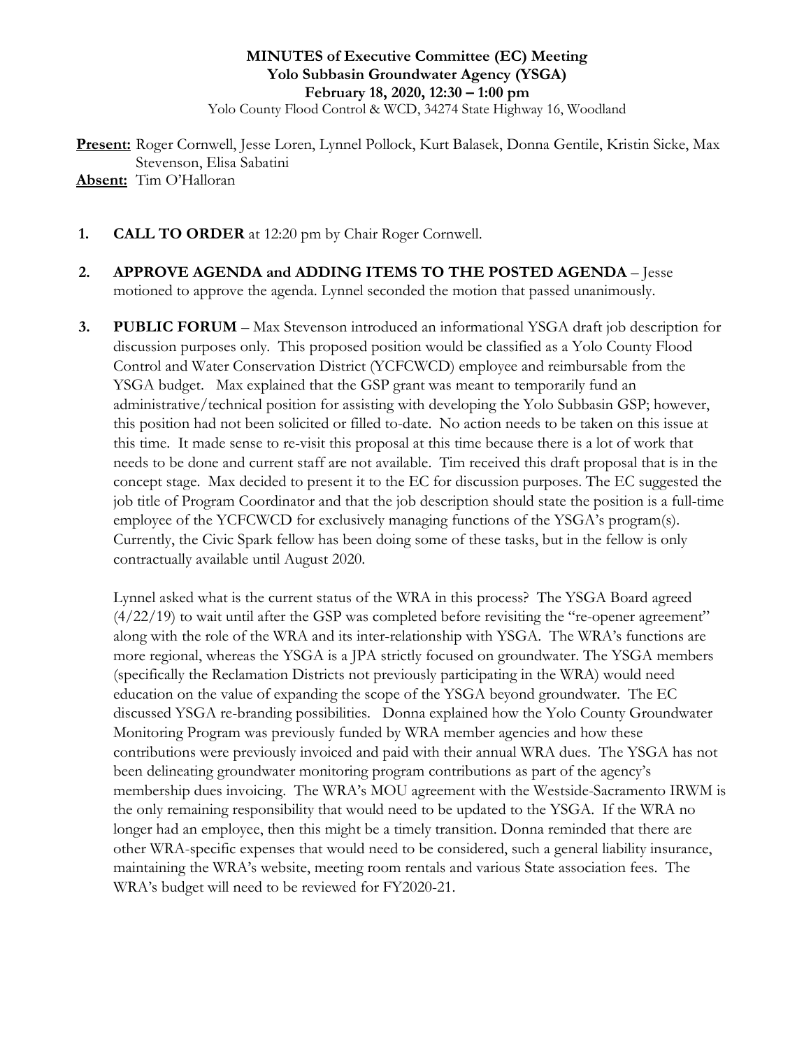**MINUTES of Executive Committee (EC) Meeting**
**Yolo Subbasin Groundwater Agency (YSGA)**
**February 18, 2020, 12:30 – 1:00 pm**
Yolo County Flood Control & WCD, 34274 State Highway 16, Woodland

**Present:** Roger Cornwell, Jesse Loren, Lynnel Pollock, Kurt Balasek, Donna Gentile, Kristin Sicke, Max Stevenson, Elisa Sabatini
**Absent:** Tim O'Halloran

1. **CALL TO ORDER** at 12:20 pm by Chair Roger Cornwell.

2. **APPROVE AGENDA and ADDING ITEMS TO THE POSTED AGENDA** – Jesse motioned to approve the agenda. Lynnel seconded the motion that passed unanimously.

3. **PUBLIC FORUM** – Max Stevenson introduced an informational YSGA draft job description for discussion purposes only. This proposed position would be classified as a Yolo County Flood Control and Water Conservation District (YCFCWCD) employee and reimbursable from the YSGA budget. Max explained that the GSP grant was meant to temporarily fund an administrative/technical position for assisting with developing the Yolo Subbasin GSP; however, this position had not been solicited or filled to-date. No action needs to be taken on this issue at this time. It made sense to re-visit this proposal at this time because there is a lot of work that needs to be done and current staff are not available. Tim received this draft proposal that is in the concept stage. Max decided to present it to the EC for discussion purposes. The EC suggested the job title of Program Coordinator and that the job description should state the position is a full-time employee of the YCFCWCD for exclusively managing functions of the YSGA's program(s). Currently, the Civic Spark fellow has been doing some of these tasks, but in the fellow is only contractually available until August 2020.

   Lynnel asked what is the current status of the WRA in this process? The YSGA Board agreed (4/22/19) to wait until after the GSP was completed before revisiting the "re-opener agreement" along with the role of the WRA and its inter-relationship with YSGA. The WRA's functions are more regional, whereas the YSGA is a JPA strictly focused on groundwater. The YSGA members (specifically the Reclamation Districts not previously participating in the WRA) would need education on the value of expanding the scope of the YSGA beyond groundwater. The EC discussed YSGA re-branding possibilities. Donna explained how the Yolo County Groundwater Monitoring Program was previously funded by WRA member agencies and how these contributions were previously invoiced and paid with their annual WRA dues. The YSGA has not been delineating groundwater monitoring program contributions as part of the agency's membership dues invoicing. The WRA's MOU agreement with the Westside-Sacramento IRWM is the only remaining responsibility that would need to be updated to the YSGA. If the WRA no longer had an employee, then this might be a timely transition. Donna reminded that there are other WRA-specific expenses that would need to be considered, such a general liability insurance, maintaining the WRA's website, meeting room rentals and various State association fees. The WRA's budget will need to be reviewed for FY2020-21.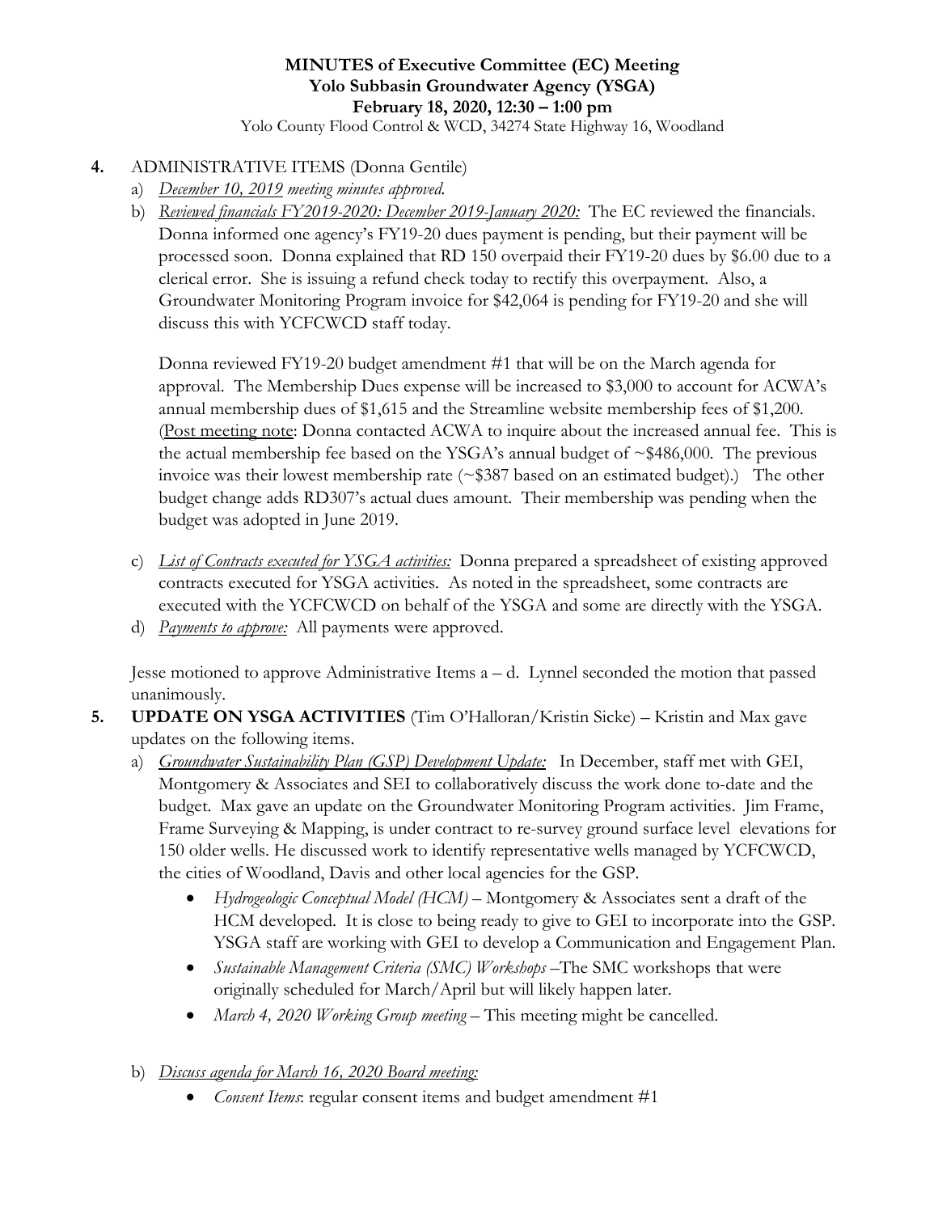**MINUTES of Executive Committee (EC) Meeting**
**Yolo Subbasin Groundwater Agency (YSGA)**
**February 18, 2020, 12:30 – 1:00 pm**
Yolo County Flood Control & WCD, 34274 State Highway 16, Woodland

4. ADMINISTRATIVE ITEMS (Donna Gentile)
   a) *December 10, 2019 meeting minutes approved.*
   b) *Reviewed financials FY2019-2020: December 2019-January 2020:* The EC reviewed the financials. Donna informed one agency's FY19-20 dues payment is pending, but their payment will be processed soon. Donna explained that RD 150 overpaid their FY19-20 dues by $6.00 due to a clerical error. She is issuing a refund check today to rectify this overpayment. Also, a Groundwater Monitoring Program invoice for $42,064 is pending for FY19-20 and she will discuss this with YCFCWCD staff today.

      Donna reviewed FY19-20 budget amendment #1 that will be on the March agenda for approval. The Membership Dues expense will be increased to $3,000 to account for ACWA's annual membership dues of $1,615 and the Streamline website membership fees of $1,200. (Post meeting note: Donna contacted ACWA to inquire about the increased annual fee. This is the actual membership fee based on the YSGA's annual budget of ~$486,000. The previous invoice was their lowest membership rate (~$387 based on an estimated budget).) The other budget change adds RD307's actual dues amount. Their membership was pending when the budget was adopted in June 2019.

   c) *List of Contracts executed for YSGA activities:* Donna prepared a spreadsheet of existing approved contracts executed for YSGA activities. As noted in the spreadsheet, some contracts are executed with the YCFCWCD on behalf of the YSGA and some are directly with the YSGA.
   d) *Payments to approve:* All payments were approved.

   Jesse motioned to approve Administrative Items a – d. Lynnel seconded the motion that passed unanimously.

5. **UPDATE ON YSGA ACTIVITIES** (Tim O'Halloran/Kristin Sicke) – Kristin and Max gave updates on the following items.
   a) *Groundwater Sustainability Plan (GSP) Development Update:* In December, staff met with GEI, Montgomery & Associates and SEI to collaboratively discuss the work done to-date and the budget. Max gave an update on the Groundwater Monitoring Program activities. Jim Frame, Frame Surveying & Mapping, is under contract to re-survey ground surface level elevations for 150 older wells. He discussed work to identify representative wells managed by YCFCWCD, the cities of Woodland, Davis and other local agencies for the GSP.
      - *Hydrogeologic Conceptual Model (HCM)* – Montgomery & Associates sent a draft of the HCM developed. It is close to being ready to give to GEI to incorporate into the GSP. YSGA staff are working with GEI to develop a Communication and Engagement Plan.
      - *Sustainable Management Criteria (SMC) Workshops* –The SMC workshops that were originally scheduled for March/April but will likely happen later.
      - *March 4, 2020 Working Group meeting* – This meeting might be cancelled.

   b) *Discuss agenda for March 16, 2020 Board meeting:*
      - *Consent Items*: regular consent items and budget amendment #1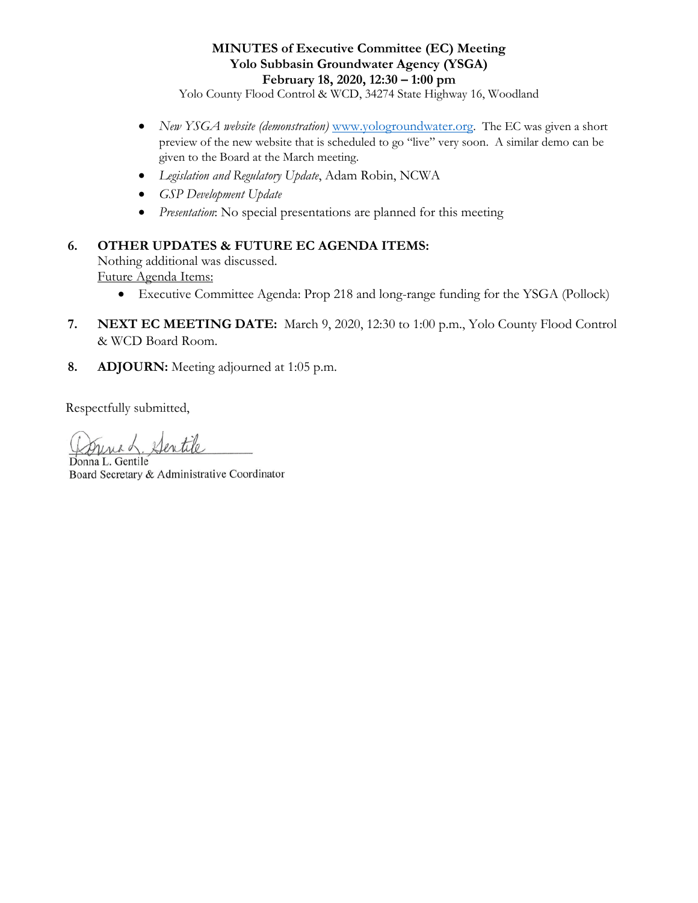**MINUTES of Executive Committee (EC) Meeting**
**Yolo Subbasin Groundwater Agency (YSGA)**
**February 18, 2020, 12:30 – 1:00 pm**
Yolo County Flood Control & WCD, 34274 State Highway 16, Woodland

- *New YSGA website (demonstration)* www.yologroundwater.org. The EC was given a short preview of the new website that is scheduled to go "live" very soon. A similar demo can be given to the Board at the March meeting.
- *Legislation and Regulatory Update*, Adam Robin, NCWA
- *GSP Development Update*
- *Presentation*: No special presentations are planned for this meeting

**6. OTHER UPDATES & FUTURE EC AGENDA ITEMS:**
Nothing additional was discussed.
Future Agenda Items:
- Executive Committee Agenda: Prop 218 and long-range funding for the YSGA (Pollock)

**7. NEXT EC MEETING DATE:** March 9, 2020, 12:30 to 1:00 p.m., Yolo County Flood Control & WCD Board Room.

**8. ADJOURN:** Meeting adjourned at 1:05 p.m.

Respectfully submitted,

Donna L. Gentile
Board Secretary & Administrative Coordinator